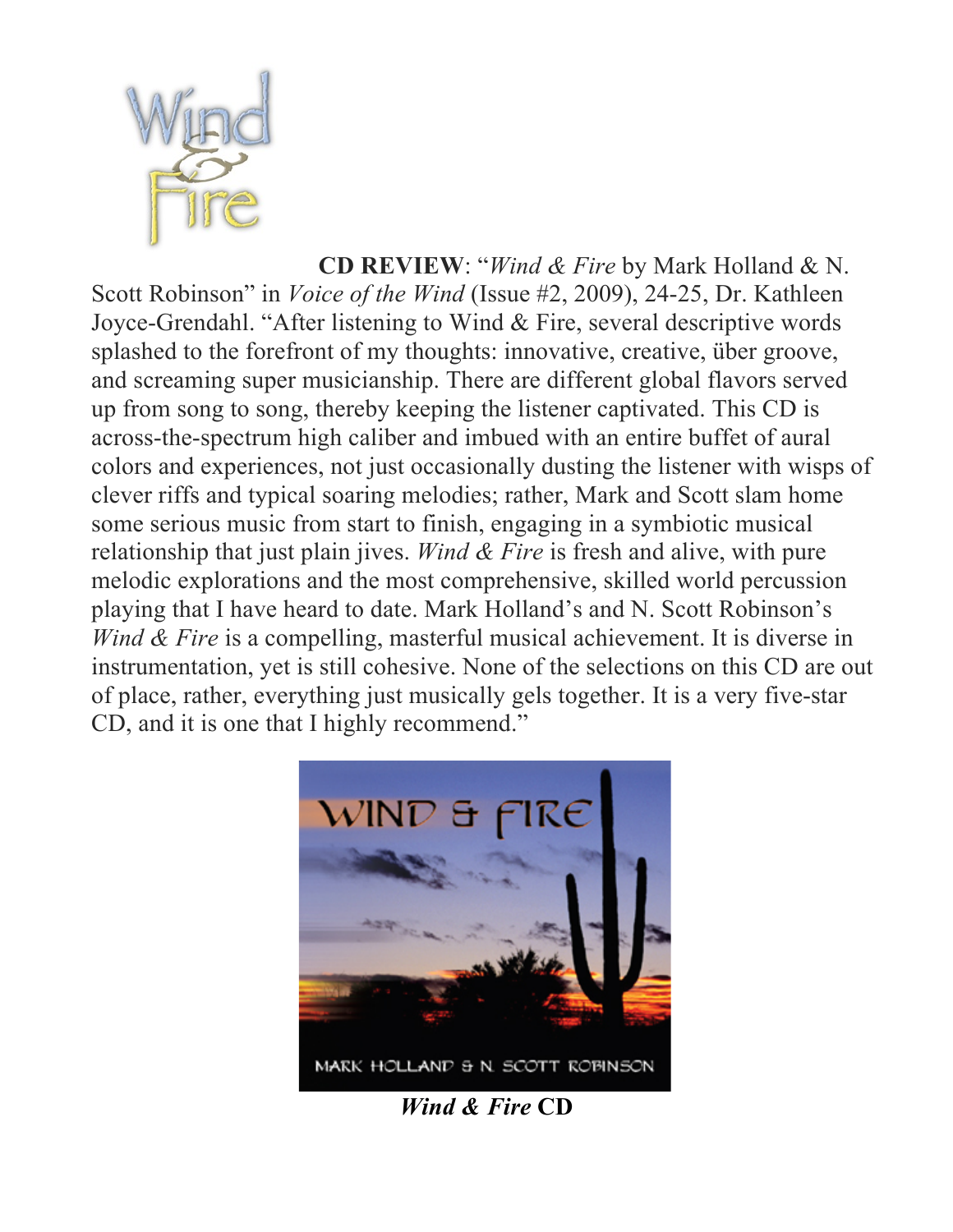**CD REVIEW**: "*Wind & Fire* by Mark Holland & N. Scott Robinson" in *Voice of the Wind* (Issue #2, 2009), 24-25, Dr. Kathleen Joyce-Grendahl. "After listening to Wind & Fire, several descriptive words splashed to the forefront of my thoughts: innovative, creative, über groove, and screaming super musicianship. There are different global flavors served up from song to song, thereby keeping the listener captivated. This CD is across-the-spectrum high caliber and imbued with an entire buffet of aural colors and experiences, not just occasionally dusting the listener with wisps of clever riffs and typical soaring melodies; rather, Mark and Scott slam home some serious music from start to finish, engaging in a symbiotic musical relationship that just plain jives. *Wind & Fire* is fresh and alive, with pure melodic explorations and the most comprehensive, skilled world percussion playing that I have heard to date. Mark Holland's and N. Scott Robinson's *Wind & Fire* is a compelling, masterful musical achievement. It is diverse in instrumentation, yet is still cohesive. None of the selections on this CD are out of place, rather, everything just musically gels together. It is a very five-star CD, and it is one that I highly recommend."

***Wind & Fire* CD**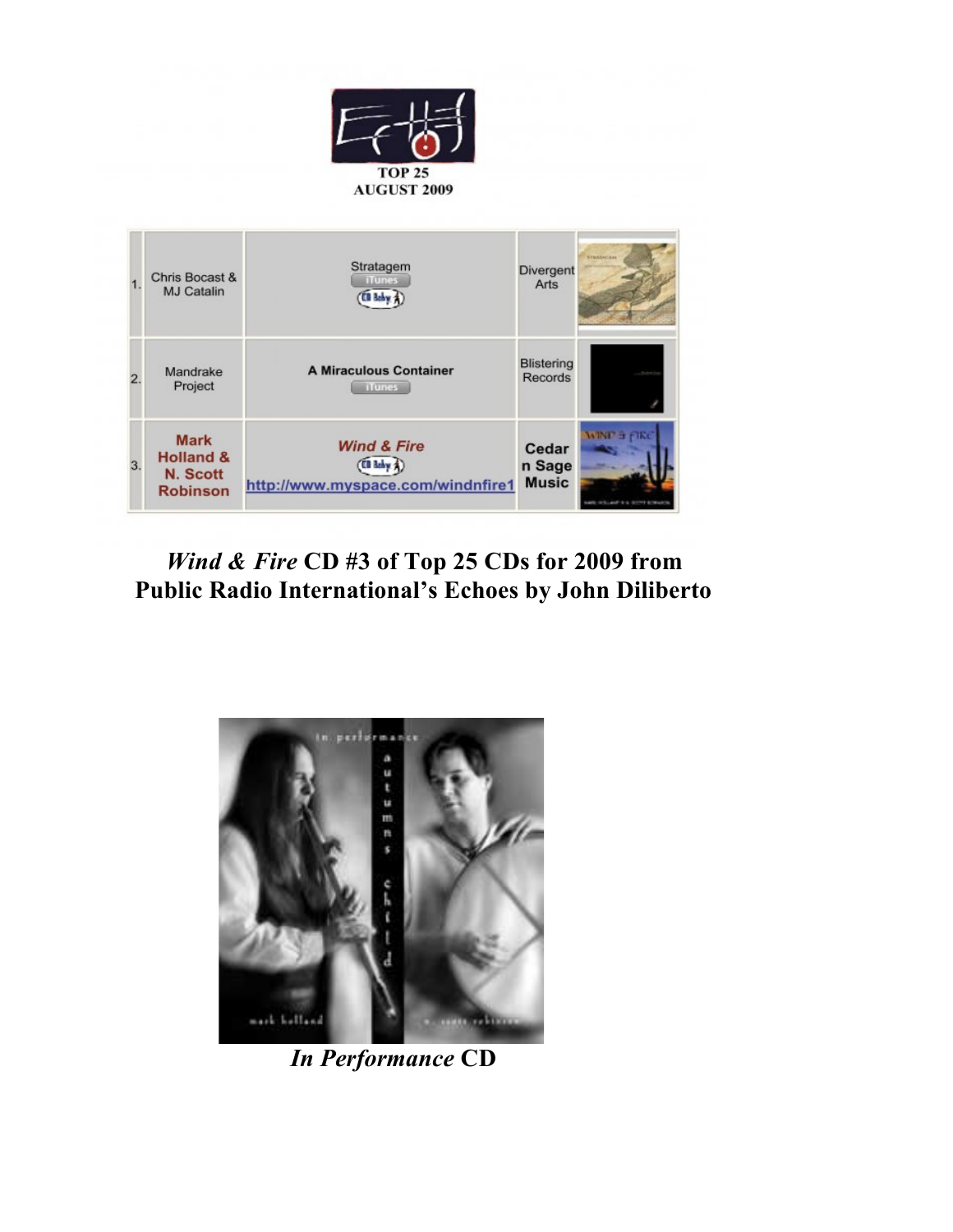TOP 25
AUGUST 2009

| | | | | |
|---|---|---|---|---|
| 1. | Chris Bocast & MJ Catalin | Stratagem iTunes CD Baby | Divergent Arts | |
| 2. | Mandrake Project | **A Miraculous Container** iTunes | Blistering Records | |
| 3. | **Mark Holland & N. Scott Robinson** | ***Wind & Fire*** CD Baby http://www.myspace.com/windnfire1 | **Cedar n Sage Music** | |

## *Wind & Fire* CD #3 of Top 25 CDs for 2009 from Public Radio International's Echoes by John Diliberto

***In Performance* CD**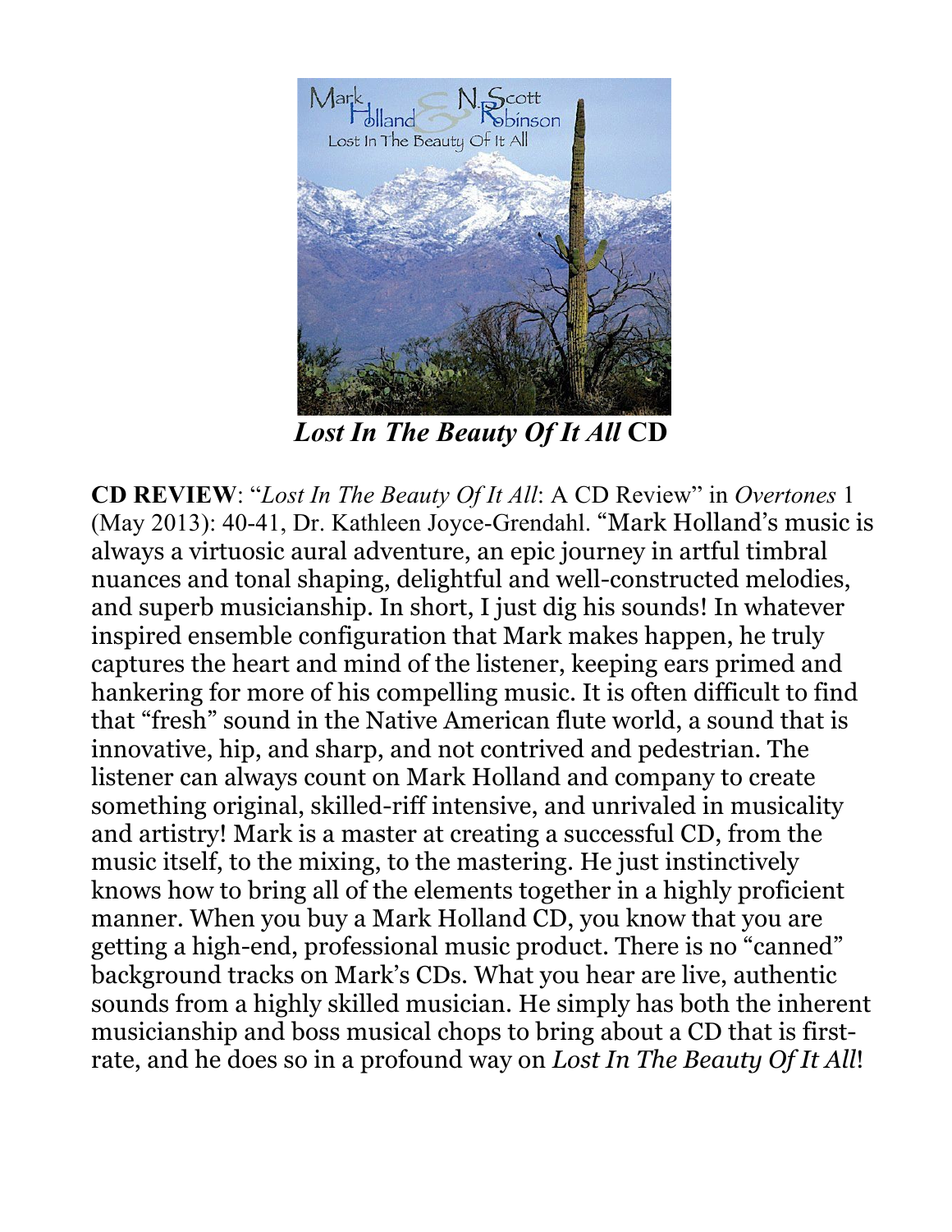***Lost In The Beauty Of It All* CD**

**CD REVIEW**: "*Lost In The Beauty Of It All*: A CD Review" in *Overtones* 1 (May 2013): 40-41, Dr. Kathleen Joyce-Grendahl. "Mark Holland's music is always a virtuosic aural adventure, an epic journey in artful timbral nuances and tonal shaping, delightful and well-constructed melodies, and superb musicianship. In short, I just dig his sounds! In whatever inspired ensemble configuration that Mark makes happen, he truly captures the heart and mind of the listener, keeping ears primed and hankering for more of his compelling music. It is often difficult to find that "fresh" sound in the Native American flute world, a sound that is innovative, hip, and sharp, and not contrived and pedestrian. The listener can always count on Mark Holland and company to create something original, skilled-riff intensive, and unrivaled in musicality and artistry! Mark is a master at creating a successful CD, from the music itself, to the mixing, to the mastering. He just instinctively knows how to bring all of the elements together in a highly proficient manner. When you buy a Mark Holland CD, you know that you are getting a high-end, professional music product. There is no "canned" background tracks on Mark's CDs. What you hear are live, authentic sounds from a highly skilled musician. He simply has both the inherent musicianship and boss musical chops to bring about a CD that is first-rate, and he does so in a profound way on *Lost In The Beauty Of It All*!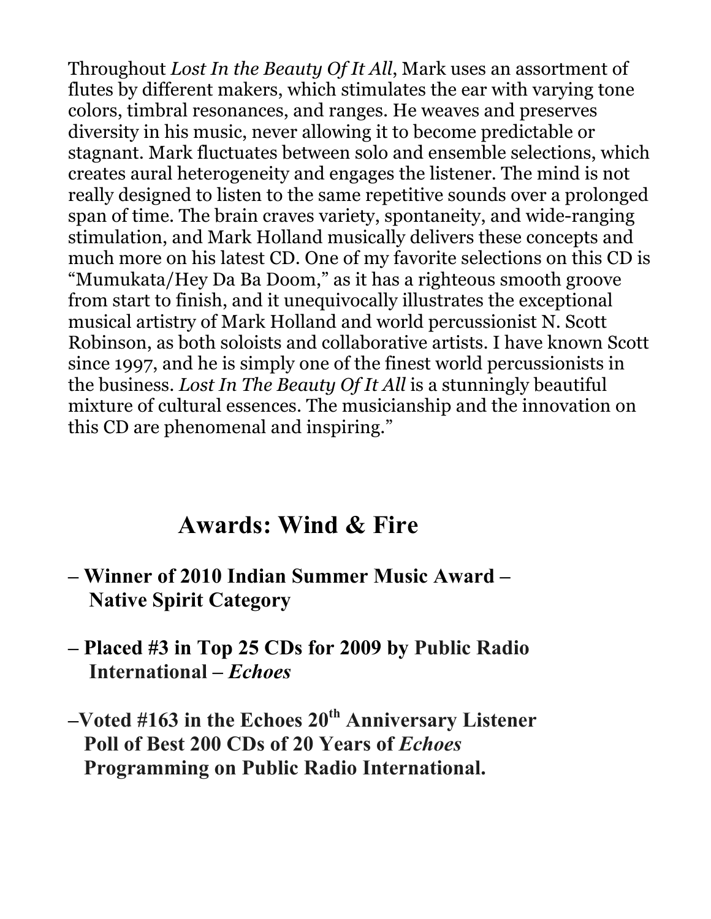Throughout *Lost In the Beauty Of It All*, Mark uses an assortment of flutes by different makers, which stimulates the ear with varying tone colors, timbral resonances, and ranges. He weaves and preserves diversity in his music, never allowing it to become predictable or stagnant. Mark fluctuates between solo and ensemble selections, which creates aural heterogeneity and engages the listener. The mind is not really designed to listen to the same repetitive sounds over a prolonged span of time. The brain craves variety, spontaneity, and wide-ranging stimulation, and Mark Holland musically delivers these concepts and much more on his latest CD. One of my favorite selections on this CD is "Mumukata/Hey Da Ba Doom," as it has a righteous smooth groove from start to finish, and it unequivocally illustrates the exceptional musical artistry of Mark Holland and world percussionist N. Scott Robinson, as both soloists and collaborative artists. I have known Scott since 1997, and he is simply one of the finest world percussionists in the business. *Lost In The Beauty Of It All* is a stunningly beautiful mixture of cultural essences. The musicianship and the innovation on this CD are phenomenal and inspiring."

## Awards: Wind & Fire

**– Winner of 2010 Indian Summer Music Award – Native Spirit Category**

**– Placed #3 in Top 25 CDs for 2009 by Public Radio International – *Echoes***

**–Voted #163 in the Echoes 20th Anniversary Listener Poll of Best 200 CDs of 20 Years of *Echoes* Programming on Public Radio International.**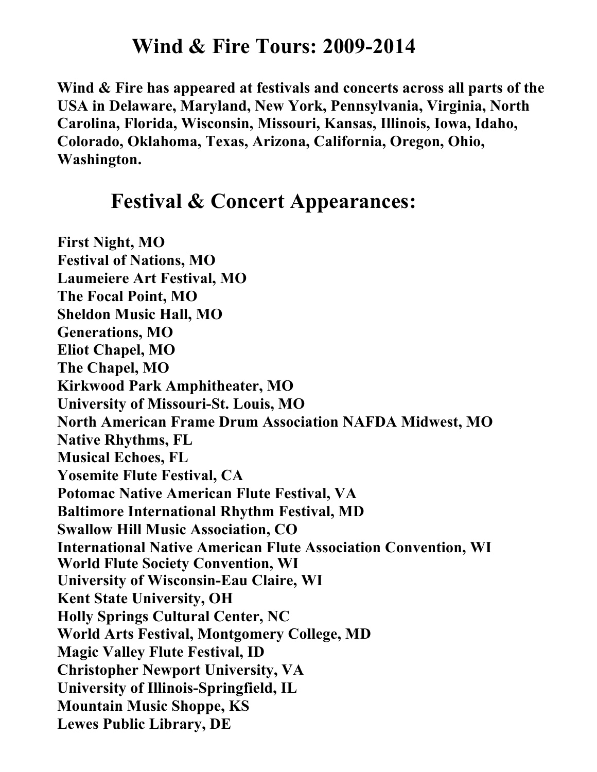# Wind & Fire Tours: 2009-2014

**Wind & Fire has appeared at festivals and concerts across all parts of the USA in Delaware, Maryland, New York, Pennsylvania, Virginia, North Carolina, Florida, Wisconsin, Missouri, Kansas, Illinois, Iowa, Idaho, Colorado, Oklahoma, Texas, Arizona, California, Oregon, Ohio, Washington.**

## Festival & Concert Appearances:

**First Night, MO**  
**Festival of Nations, MO**  
**Laumeiere Art Festival, MO**  
**The Focal Point, MO**  
**Sheldon Music Hall, MO**  
**Generations, MO**  
**Eliot Chapel, MO**  
**The Chapel, MO**  
**Kirkwood Park Amphitheater, MO**  
**University of Missouri-St. Louis, MO**  
**North American Frame Drum Association NAFDA Midwest, MO**  
**Native Rhythms, FL**  
**Musical Echoes, FL**  
**Yosemite Flute Festival, CA**  
**Potomac Native American Flute Festival, VA**  
**Baltimore International Rhythm Festival, MD**  
**Swallow Hill Music Association, CO**  
**International Native American Flute Association Convention, WI**  
**World Flute Society Convention, WI**  
**University of Wisconsin-Eau Claire, WI**  
**Kent State University, OH**  
**Holly Springs Cultural Center, NC**  
**World Arts Festival, Montgomery College, MD**  
**Magic Valley Flute Festival, ID**  
**Christopher Newport University, VA**  
**University of Illinois-Springfield, IL**  
**Mountain Music Shoppe, KS**  
**Lewes Public Library, DE**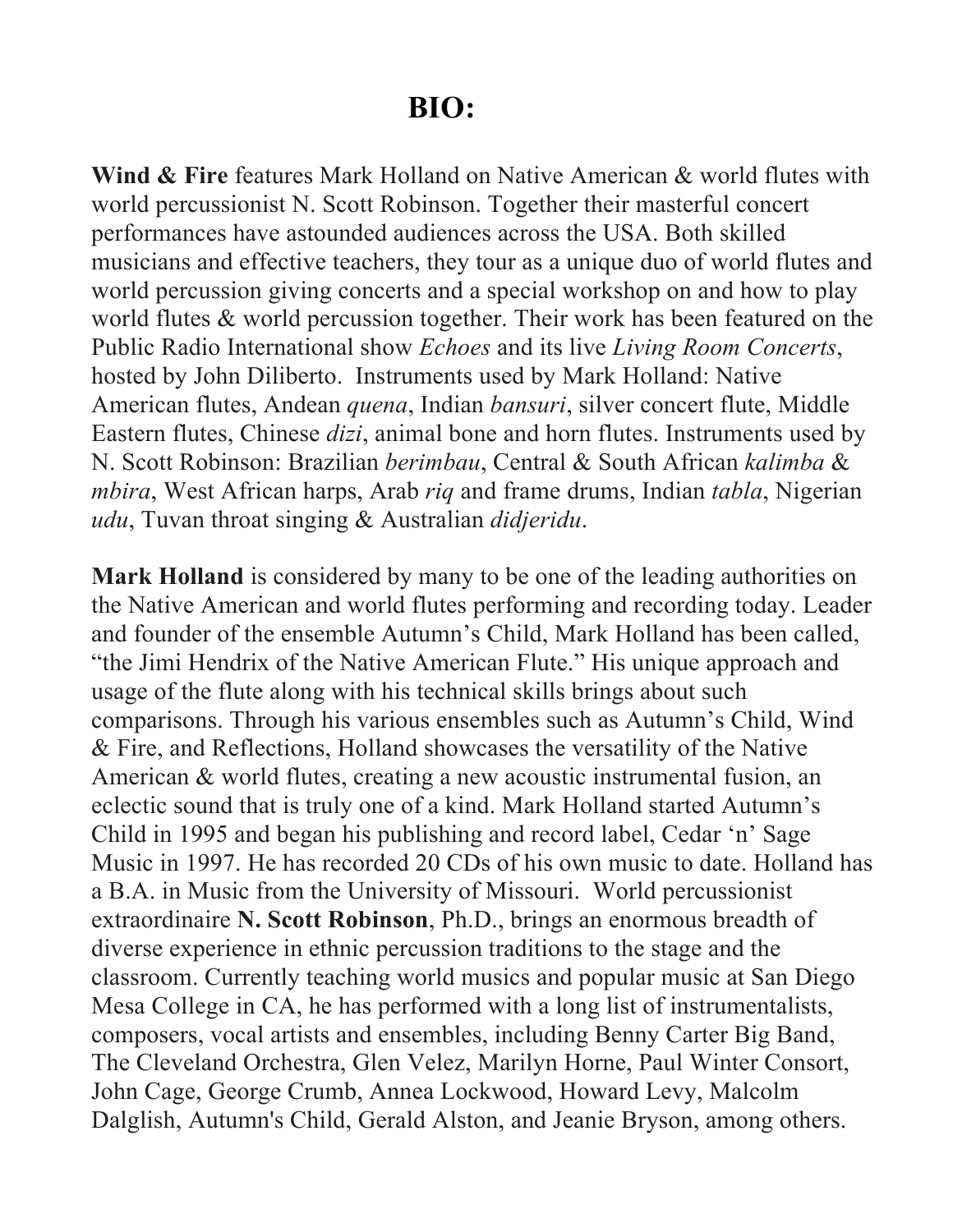# BIO:

**Wind & Fire** features Mark Holland on Native American & world flutes with world percussionist N. Scott Robinson. Together their masterful concert performances have astounded audiences across the USA. Both skilled musicians and effective teachers, they tour as a unique duo of world flutes and world percussion giving concerts and a special workshop on and how to play world flutes & world percussion together. Their work has been featured on the Public Radio International show *Echoes* and its live *Living Room Concerts*, hosted by John Diliberto. Instruments used by Mark Holland: Native American flutes, Andean *quena*, Indian *bansuri*, silver concert flute, Middle Eastern flutes, Chinese *dizi*, animal bone and horn flutes. Instruments used by N. Scott Robinson: Brazilian *berimbau*, Central & South African *kalimba* & *mbira*, West African harps, Arab *riq* and frame drums, Indian *tabla*, Nigerian *udu*, Tuvan throat singing & Australian *didjeridu*.

**Mark Holland** is considered by many to be one of the leading authorities on the Native American and world flutes performing and recording today. Leader and founder of the ensemble Autumn's Child, Mark Holland has been called, "the Jimi Hendrix of the Native American Flute." His unique approach and usage of the flute along with his technical skills brings about such comparisons. Through his various ensembles such as Autumn's Child, Wind & Fire, and Reflections, Holland showcases the versatility of the Native American & world flutes, creating a new acoustic instrumental fusion, an eclectic sound that is truly one of a kind. Mark Holland started Autumn's Child in 1995 and began his publishing and record label, Cedar 'n' Sage Music in 1997. He has recorded 20 CDs of his own music to date. Holland has a B.A. in Music from the University of Missouri. World percussionist extraordinaire **N. Scott Robinson**, Ph.D., brings an enormous breadth of diverse experience in ethnic percussion traditions to the stage and the classroom. Currently teaching world musics and popular music at San Diego Mesa College in CA, he has performed with a long list of instrumentalists, composers, vocal artists and ensembles, including Benny Carter Big Band, The Cleveland Orchestra, Glen Velez, Marilyn Horne, Paul Winter Consort, John Cage, George Crumb, Annea Lockwood, Howard Levy, Malcolm Dalglish, Autumn's Child, Gerald Alston, and Jeanie Bryson, among others.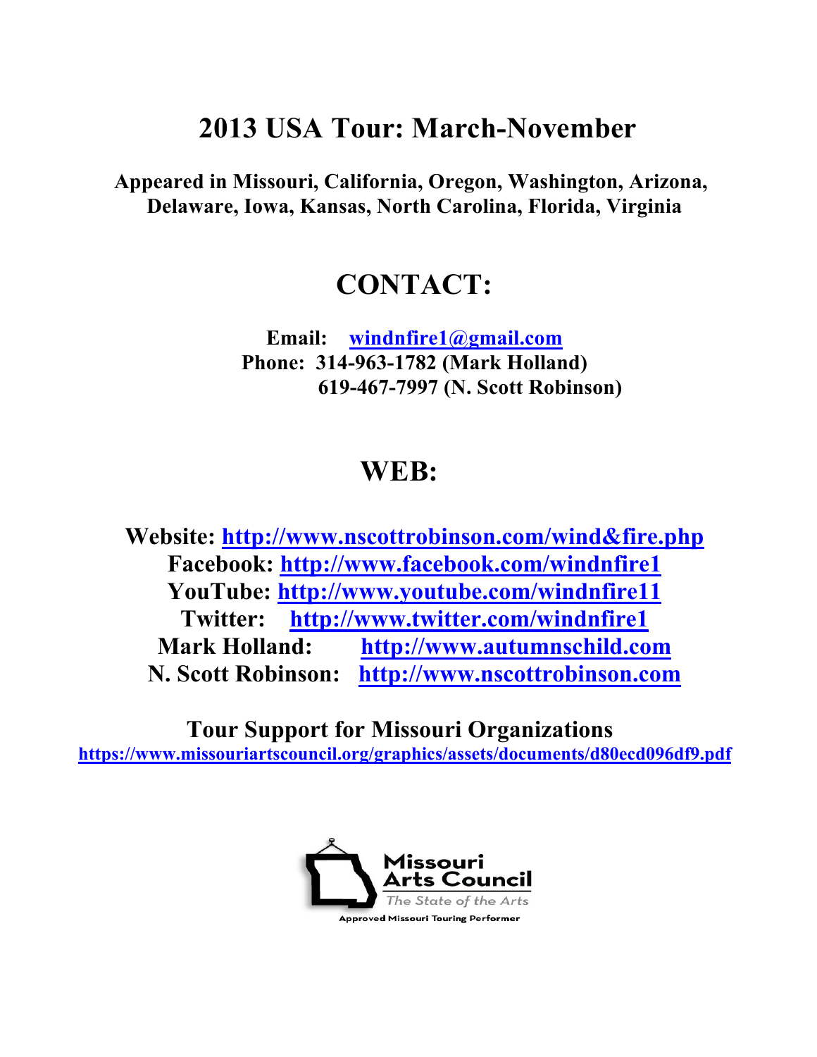## 2013 USA Tour: March-November

**Appeared in Missouri, California, Oregon, Washington, Arizona, Delaware, Iowa, Kansas, North Carolina, Florida, Virginia**

# CONTACT:

**Email:** windnfire1@gmail.com
**Phone:** 314-963-1782 (Mark Holland)
619-467-7997 (N. Scott Robinson)

# WEB:

**Website:** http://www.nscottrobinson.com/wind&fire.php
**Facebook:** http://www.facebook.com/windnfire1
**YouTube:** http://www.youtube.com/windnfire11
**Twitter:** http://www.twitter.com/windnfire1
**Mark Holland:** http://www.autumnschild.com
**N. Scott Robinson:** http://www.nscottrobinson.com

**Tour Support for Missouri Organizations**
https://www.missouriartscouncil.org/graphics/assets/documents/d80ecd096df9.pdf

Missouri Arts Council
The State of the Arts
Approved Missouri Touring Performer